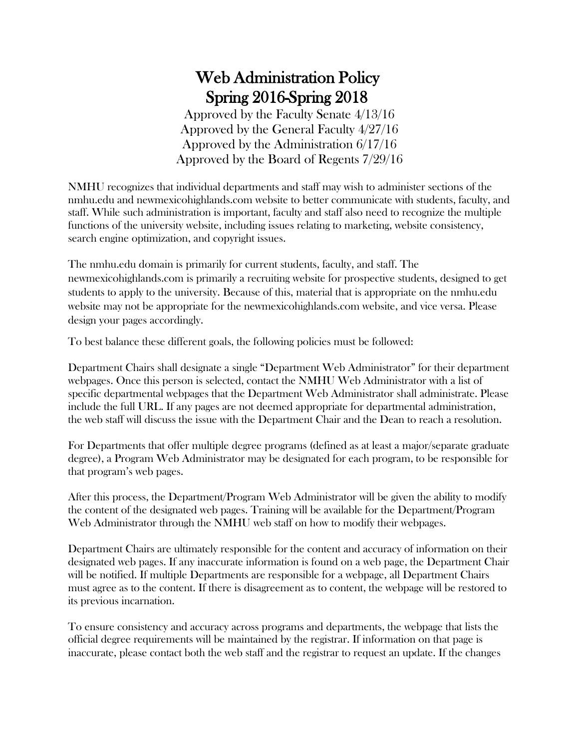# Web Administration Policy
# Spring 2016-Spring 2018

Approved by the Faculty Senate 4/13/16
Approved by the General Faculty 4/27/16
Approved by the Administration 6/17/16
Approved by the Board of Regents 7/29/16

NMHU recognizes that individual departments and staff may wish to administer sections of the nmhu.edu and newmexicohighlands.com website to better communicate with students, faculty, and staff. While such administration is important, faculty and staff also need to recognize the multiple functions of the university website, including issues relating to marketing, website consistency, search engine optimization, and copyright issues.

The nmhu.edu domain is primarily for current students, faculty, and staff. The newmexicohighlands.com is primarily a recruiting website for prospective students, designed to get students to apply to the university. Because of this, material that is appropriate on the nmhu.edu website may not be appropriate for the newmexicohighlands.com website, and vice versa. Please design your pages accordingly.

To best balance these different goals, the following policies must be followed:

Department Chairs shall designate a single "Department Web Administrator" for their department webpages. Once this person is selected, contact the NMHU Web Administrator with a list of specific departmental webpages that the Department Web Administrator shall administrate. Please include the full URL. If any pages are not deemed appropriate for departmental administration, the web staff will discuss the issue with the Department Chair and the Dean to reach a resolution.

For Departments that offer multiple degree programs (defined as at least a major/separate graduate degree), a Program Web Administrator may be designated for each program, to be responsible for that program's web pages.

After this process, the Department/Program Web Administrator will be given the ability to modify the content of the designated web pages. Training will be available for the Department/Program Web Administrator through the NMHU web staff on how to modify their webpages.

Department Chairs are ultimately responsible for the content and accuracy of information on their designated web pages. If any inaccurate information is found on a web page, the Department Chair will be notified. If multiple Departments are responsible for a webpage, all Department Chairs must agree as to the content. If there is disagreement as to content, the webpage will be restored to its previous incarnation.

To ensure consistency and accuracy across programs and departments, the webpage that lists the official degree requirements will be maintained by the registrar. If information on that page is inaccurate, please contact both the web staff and the registrar to request an update. If the changes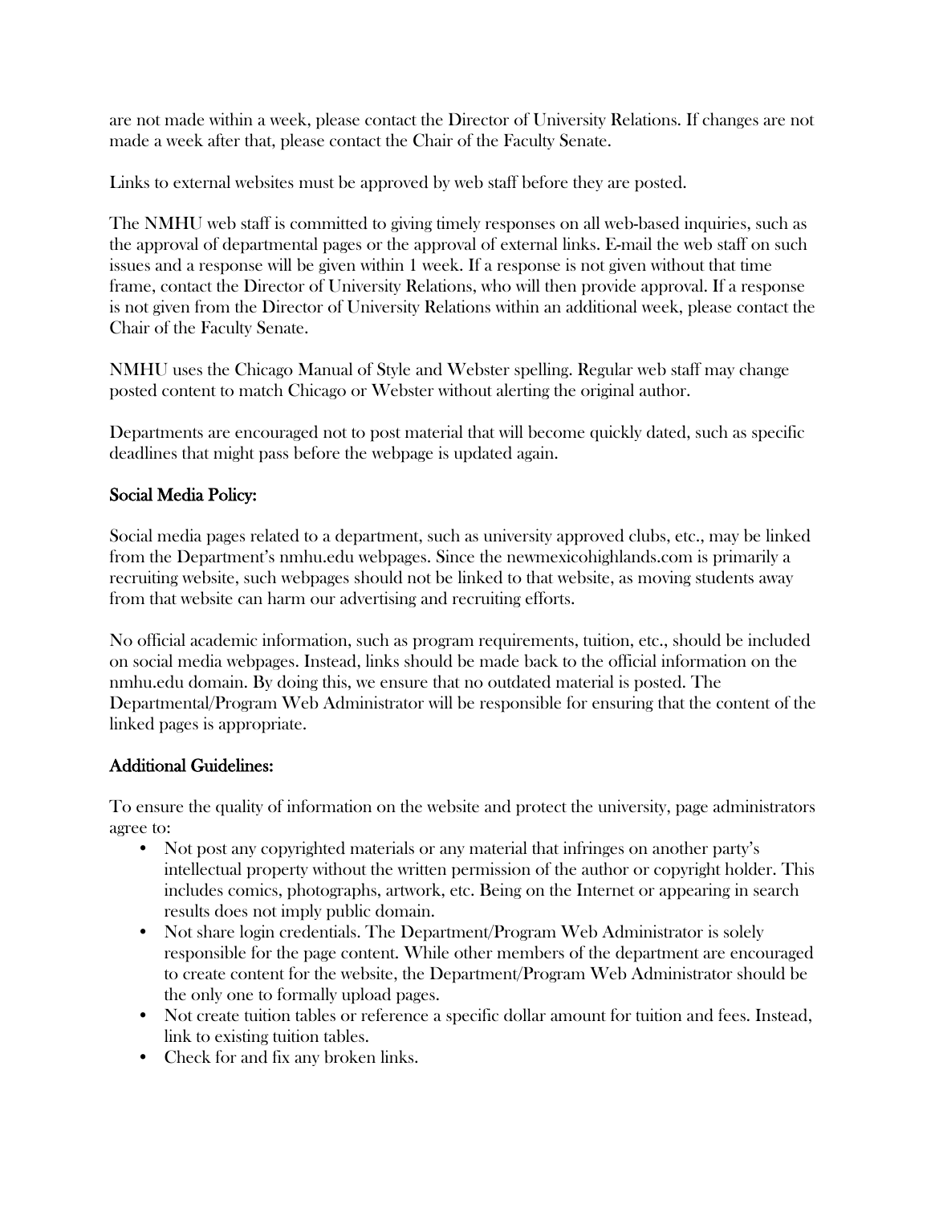are not made within a week, please contact the Director of University Relations. If changes are not made a week after that, please contact the Chair of the Faculty Senate.

Links to external websites must be approved by web staff before they are posted.

The NMHU web staff is committed to giving timely responses on all web-based inquiries, such as the approval of departmental pages or the approval of external links. E-mail the web staff on such issues and a response will be given within 1 week. If a response is not given without that time frame, contact the Director of University Relations, who will then provide approval. If a response is not given from the Director of University Relations within an additional week, please contact the Chair of the Faculty Senate.

NMHU uses the Chicago Manual of Style and Webster spelling. Regular web staff may change posted content to match Chicago or Webster without alerting the original author.

Departments are encouraged not to post material that will become quickly dated, such as specific deadlines that might pass before the webpage is updated again.

## Social Media Policy:

Social media pages related to a department, such as university approved clubs, etc., may be linked from the Department's nmhu.edu webpages. Since the newmexicohighlands.com is primarily a recruiting website, such webpages should not be linked to that website, as moving students away from that website can harm our advertising and recruiting efforts.

No official academic information, such as program requirements, tuition, etc., should be included on social media webpages. Instead, links should be made back to the official information on the nmhu.edu domain. By doing this, we ensure that no outdated material is posted. The Departmental/Program Web Administrator will be responsible for ensuring that the content of the linked pages is appropriate.

## Additional Guidelines:

To ensure the quality of information on the website and protect the university, page administrators agree to:

- Not post any copyrighted materials or any material that infringes on another party's intellectual property without the written permission of the author or copyright holder. This includes comics, photographs, artwork, etc. Being on the Internet or appearing in search results does not imply public domain.
- Not share login credentials. The Department/Program Web Administrator is solely responsible for the page content. While other members of the department are encouraged to create content for the website, the Department/Program Web Administrator should be the only one to formally upload pages.
- Not create tuition tables or reference a specific dollar amount for tuition and fees. Instead, link to existing tuition tables.
- Check for and fix any broken links.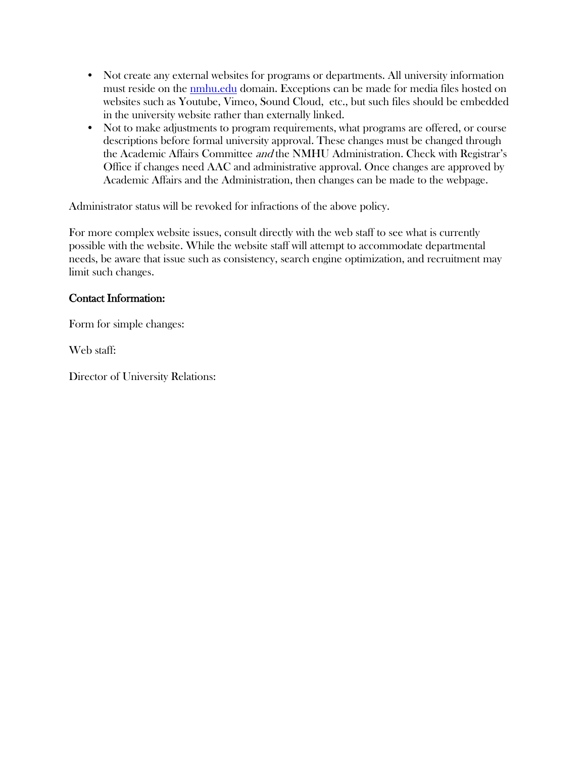- Not create any external websites for programs or departments. All university information must reside on the [nmhu.edu](nmhu.edu) domain. Exceptions can be made for media files hosted on websites such as Youtube, Vimeo, Sound Cloud,  etc., but such files should be embedded in the university website rather than externally linked.
- Not to make adjustments to program requirements, what programs are offered, or course descriptions before formal university approval. These changes must be changed through the Academic Affairs Committee *and* the NMHU Administration. Check with Registrar's Office if changes need AAC and administrative approval. Once changes are approved by Academic Affairs and the Administration, then changes can be made to the webpage.

Administrator status will be revoked for infractions of the above policy.

For more complex website issues, consult directly with the web staff to see what is currently possible with the website. While the website staff will attempt to accommodate departmental needs, be aware that issue such as consistency, search engine optimization, and recruitment may limit such changes.

## Contact Information:

Form for simple changes:

Web staff:

Director of University Relations: